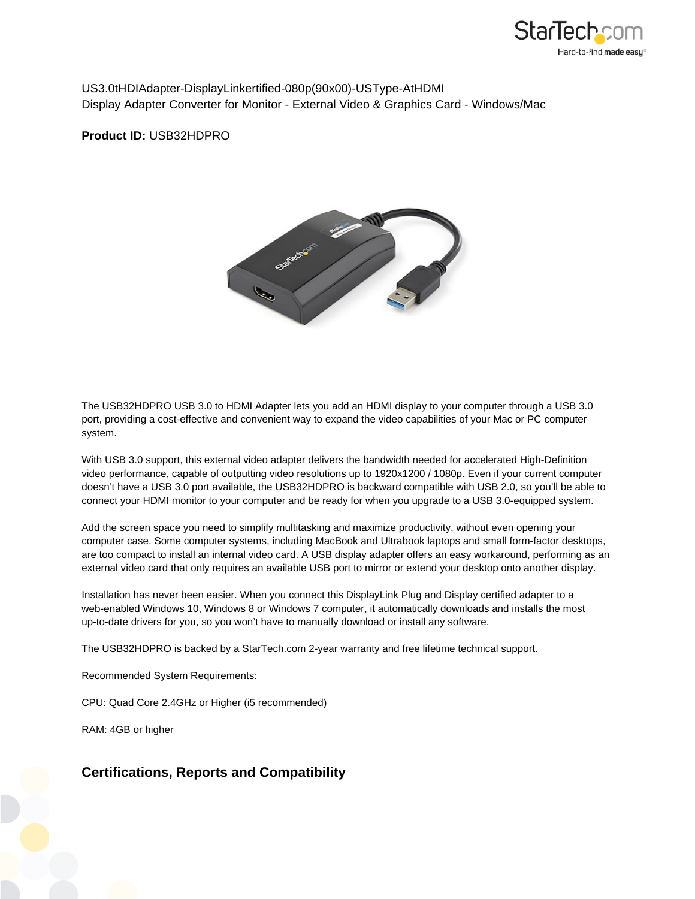US3.0tHDIAdapter-DisplayLinkertified-080p(90x00)-USType-AtHDMI
Display Adapter Converter for Monitor - External Video & Graphics Card - Windows/Mac

**Product ID:** USB32HDPRO

The USB32HDPRO USB 3.0 to HDMI Adapter lets you add an HDMI display to your computer through a USB 3.0 port, providing a cost-effective and convenient way to expand the video capabilities of your Mac or PC computer system.

With USB 3.0 support, this external video adapter delivers the bandwidth needed for accelerated High-Definition video performance, capable of outputting video resolutions up to 1920x1200 / 1080p. Even if your current computer doesn't have a USB 3.0 port available, the USB32HDPRO is backward compatible with USB 2.0, so you'll be able to connect your HDMI monitor to your computer and be ready for when you upgrade to a USB 3.0-equipped system.

Add the screen space you need to simplify multitasking and maximize productivity, without even opening your computer case. Some computer systems, including MacBook and Ultrabook laptops and small form-factor desktops, are too compact to install an internal video card. A USB display adapter offers an easy workaround, performing as an external video card that only requires an available USB port to mirror or extend your desktop onto another display.

Installation has never been easier. When you connect this DisplayLink Plug and Display certified adapter to a web-enabled Windows 10, Windows 8 or Windows 7 computer, it automatically downloads and installs the most up-to-date drivers for you, so you won't have to manually download or install any software.

The USB32HDPRO is backed by a StarTech.com 2-year warranty and free lifetime technical support.

Recommended System Requirements:

CPU: Quad Core 2.4GHz or Higher (i5 recommended)

RAM: 4GB or higher

## Certifications, Reports and Compatibility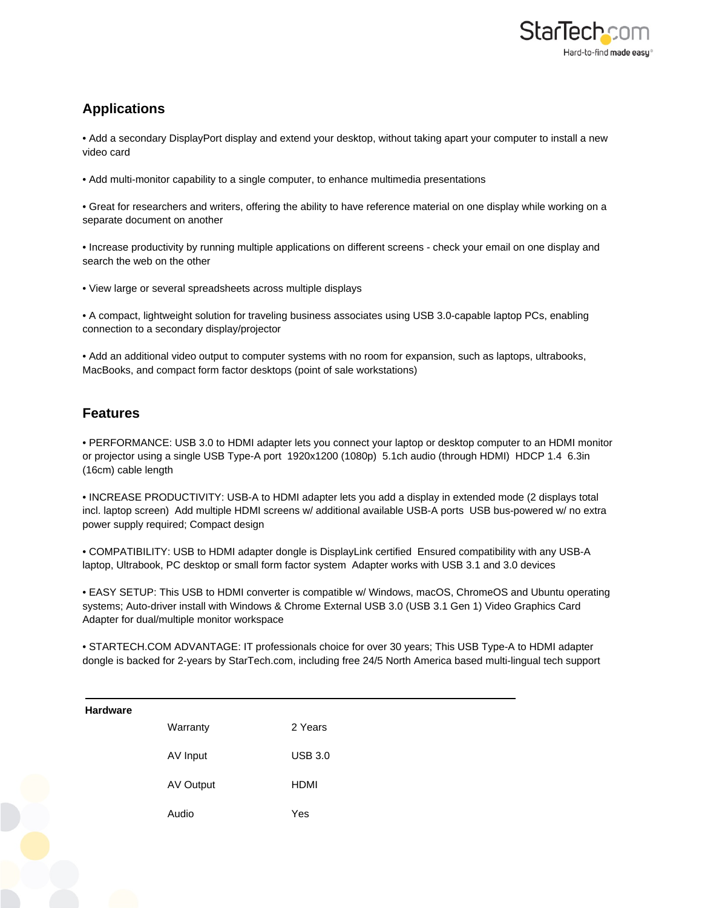## Applications

• Add a secondary DisplayPort display and extend your desktop, without taking apart your computer to install a new video card

• Add multi-monitor capability to a single computer, to enhance multimedia presentations

• Great for researchers and writers, offering the ability to have reference material on one display while working on a separate document on another

• Increase productivity by running multiple applications on different screens - check your email on one display and search the web on the other

• View large or several spreadsheets across multiple displays

• A compact, lightweight solution for traveling business associates using USB 3.0-capable laptop PCs, enabling connection to a secondary display/projector

• Add an additional video output to computer systems with no room for expansion, such as laptops, ultrabooks, MacBooks, and compact form factor desktops (point of sale workstations)

## Features

• PERFORMANCE: USB 3.0 to HDMI adapter lets you connect your laptop or desktop computer to an HDMI monitor or projector using a single USB Type-A port 1920x1200 (1080p) 5.1ch audio (through HDMI) HDCP 1.4 6.3in (16cm) cable length

• INCREASE PRODUCTIVITY: USB-A to HDMI adapter lets you add a display in extended mode (2 displays total incl. laptop screen) Add multiple HDMI screens w/ additional available USB-A ports USB bus-powered w/ no extra power supply required; Compact design

• COMPATIBILITY: USB to HDMI adapter dongle is DisplayLink certified Ensured compatibility with any USB-A laptop, Ultrabook, PC desktop or small form factor system Adapter works with USB 3.1 and 3.0 devices

• EASY SETUP: This USB to HDMI converter is compatible w/ Windows, macOS, ChromeOS and Ubuntu operating systems; Auto-driver install with Windows & Chrome External USB 3.0 (USB 3.1 Gen 1) Video Graphics Card Adapter for dual/multiple monitor workspace

• STARTECH.COM ADVANTAGE: IT professionals choice for over 30 years; This USB Type-A to HDMI adapter dongle is backed for 2-years by StarTech.com, including free 24/5 North America based multi-lingual tech support

| **Hardware** | | |
|---|---|---|
| | Warranty | 2 Years |
| | AV Input | USB 3.0 |
| | AV Output | HDMI |
| | Audio | Yes |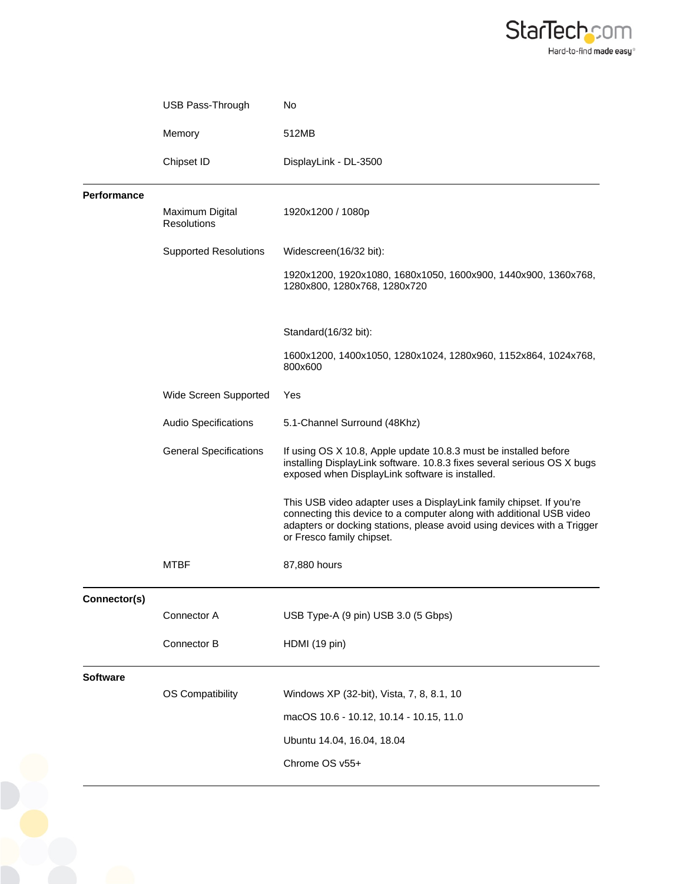| | | |
|---|---|---|
| | USB Pass-Through | No |
| | Memory | 512MB |
| | Chipset ID | DisplayLink - DL-3500 |
| **Performance** | | |
| | Maximum Digital Resolutions | 1920x1200 / 1080p |
| | Supported Resolutions | Widescreen(16/32 bit):<br><br>1920x1200, 1920x1080, 1680x1050, 1600x900, 1440x900, 1360x768, 1280x800, 1280x768, 1280x720<br><br>Standard(16/32 bit):<br><br>1600x1200, 1400x1050, 1280x1024, 1280x960, 1152x864, 1024x768, 800x600 |
| | Wide Screen Supported | Yes |
| | Audio Specifications | 5.1-Channel Surround (48Khz) |
| | General Specifications | If using OS X 10.8, Apple update 10.8.3 must be installed before installing DisplayLink software. 10.8.3 fixes several serious OS X bugs exposed when DisplayLink software is installed.<br><br>This USB video adapter uses a DisplayLink family chipset. If you're connecting this device to a computer along with additional USB video adapters or docking stations, please avoid using devices with a Trigger or Fresco family chipset. |
| | MTBF | 87,880 hours |
| **Connector(s)** | | |
| | Connector A | USB Type-A (9 pin) USB 3.0 (5 Gbps) |
| | Connector B | HDMI (19 pin) |
| **Software** | | |
| | OS Compatibility | Windows XP (32-bit), Vista, 7, 8, 8.1, 10<br><br>macOS 10.6 - 10.12, 10.14 - 10.15, 11.0<br><br>Ubuntu 14.04, 16.04, 18.04<br><br>Chrome OS v55+ |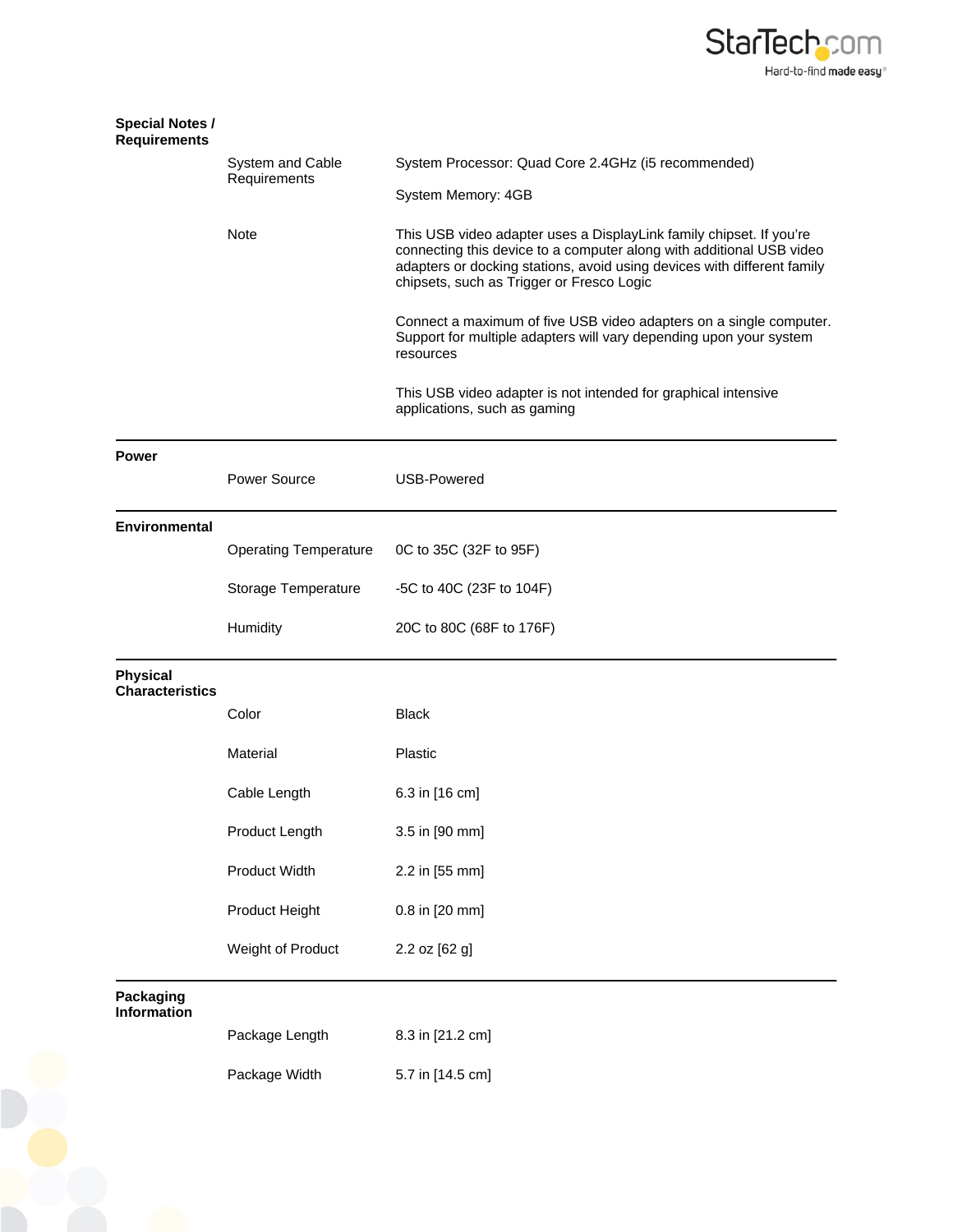| Special Notes / Requirements | | |
|---|---|---|
| | System and Cable Requirements | System Processor: Quad Core 2.4GHz (i5 recommended)<br><br>System Memory: 4GB |
| | Note | This USB video adapter uses a DisplayLink family chipset. If you're connecting this device to a computer along with additional USB video adapters or docking stations, avoid using devices with different family chipsets, such as Trigger or Fresco Logic<br><br>Connect a maximum of five USB video adapters on a single computer. Support for multiple adapters will vary depending upon your system resources<br><br>This USB video adapter is not intended for graphical intensive applications, such as gaming |
| **Power** | | |
| | Power Source | USB-Powered |
| **Environmental** | | |
| | Operating Temperature | 0C to 35C (32F to 95F) |
| | Storage Temperature | -5C to 40C (23F to 104F) |
| | Humidity | 20C to 80C (68F to 176F) |
| **Physical Characteristics** | | |
| | Color | Black |
| | Material | Plastic |
| | Cable Length | 6.3 in [16 cm] |
| | Product Length | 3.5 in [90 mm] |
| | Product Width | 2.2 in [55 mm] |
| | Product Height | 0.8 in [20 mm] |
| | Weight of Product | 2.2 oz [62 g] |
| **Packaging Information** | | |
| | Package Length | 8.3 in [21.2 cm] |
| | Package Width | 5.7 in [14.5 cm] |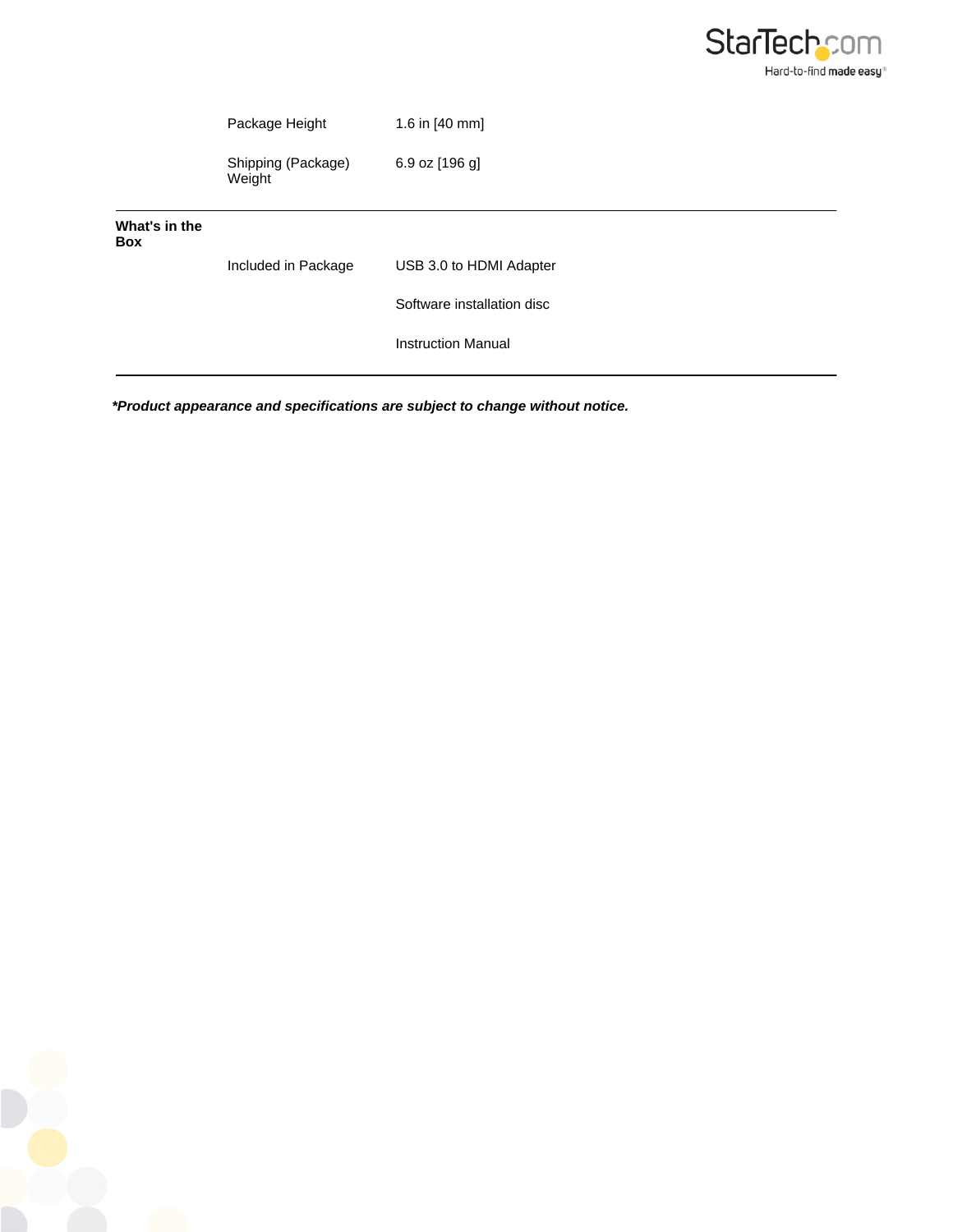| | | |
|---|---|---|
| | Package Height | 1.6 in [40 mm] |
| | Shipping (Package) Weight | 6.9 oz [196 g] |
| **What's in the Box** | | |
| | Included in Package | USB 3.0 to HDMI Adapter |
| | | Software installation disc |
| | | Instruction Manual |

***Product appearance and specifications are subject to change without notice.***